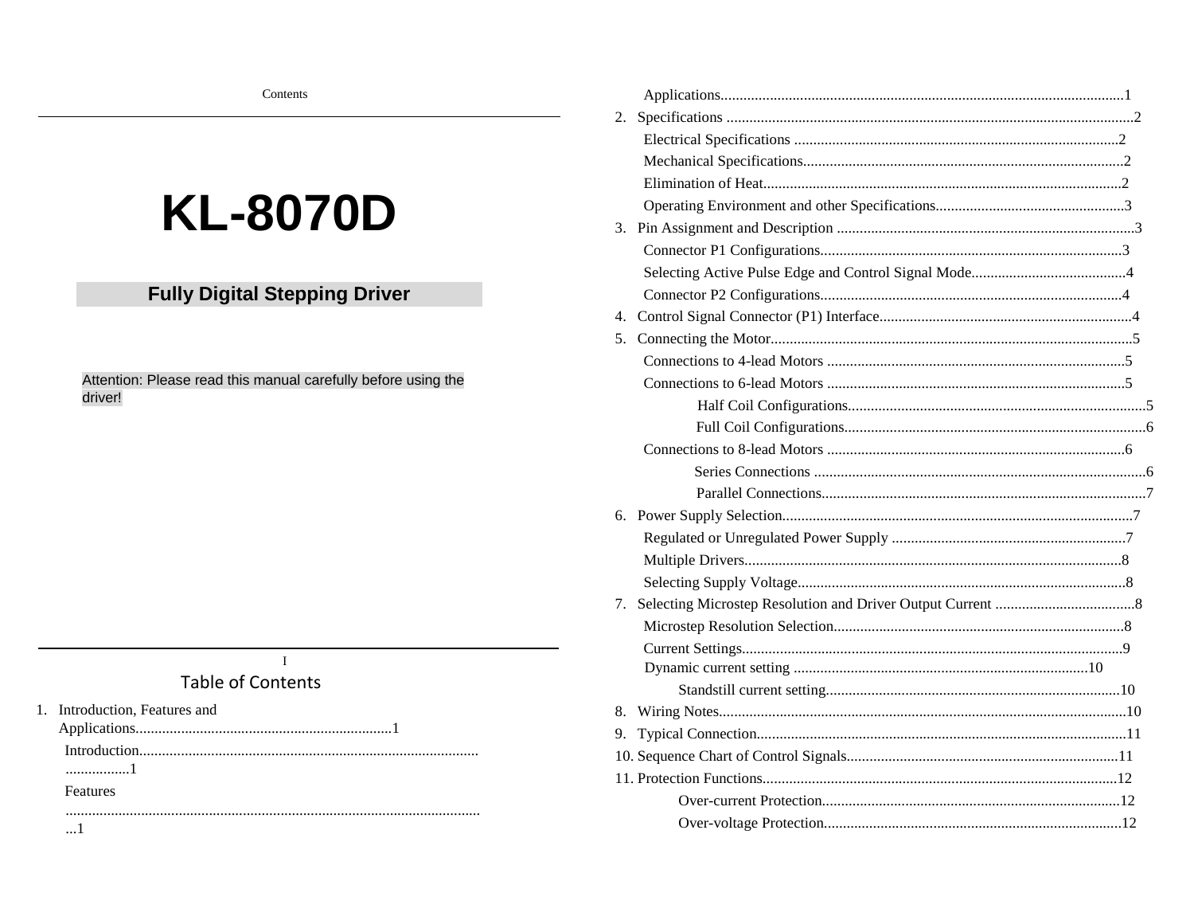Contents

# KL-8070D

## Fully Digital Stepping Driver

Attention: Please read this manual carefully before using the driver!

## Table of Contents

1. Introduction, Features and Applications....................................................................1
   - Introduction...................................................................................................1
   - Features.........................................................................................................1
   - Applications...................................................................................................1
2. Specifications...................................................................................................2
   - Electrical Specifications.....................................................................................2
   - Mechanical Specifications...................................................................................2
   - Elimination of Heat...........................................................................................2
   - Operating Environment and other Specifications...................................................3
3. Pin Assignment and Description.............................................................................3
   - Connector P1 Configurations...............................................................................3
   - Selecting Active Pulse Edge and Control Signal Mode............................................4
   - Connector P2 Configurations...............................................................................4
4. Control Signal Connector (P1) Interface..................................................................4
5. Connecting the Motor...........................................................................................5
   - Connections to 4-lead Motors..............................................................................5
   - Connections to 6-lead Motors..............................................................................5
     - Half Coil Configurations...............................................................................5
     - Full Coil Configurations................................................................................6
   - Connections to 8-lead Motors..............................................................................6
     - Series Connections......................................................................................6
     - Parallel Connections....................................................................................7
6. Power Supply Selection........................................................................................7
   - Regulated or Unregulated Power Supply................................................................7
   - Multiple Drivers...............................................................................................8
   - Selecting Supply Voltage....................................................................................8
7. Selecting Microstep Resolution and Driver Output Current........................................8
   - Microstep Resolution Selection............................................................................8
   - Current Settings...............................................................................................9
   - Dynamic current setting.....................................................................................10
     - Standstill current setting..............................................................................10
8. Wiring Notes......................................................................................................10
9. Typical Connection..............................................................................................11
10. Sequence Chart of Control Signals.......................................................................11
11. Protection Functions...........................................................................................12
    - Over-current Protection..................................................................................12
    - Over-voltage Protection..................................................................................12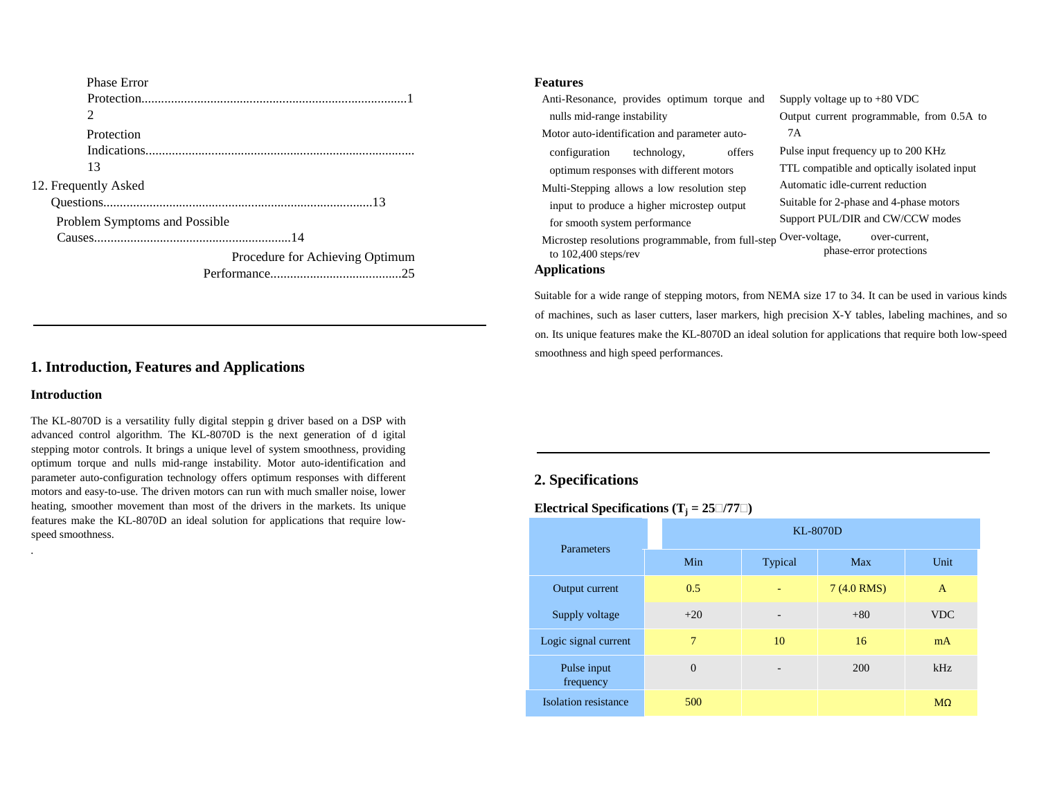Phase Error Protection................................................................................12

Protection Indications.................................................................................13

12. Frequently Asked Questions.................................................................................13

Problem Symptoms and Possible Causes............................................................14

Procedure for Achieving Optimum Performance........................................25

## 1. Introduction, Features and Applications

### Introduction

The KL-8070D is a versatility fully digital steppin g driver based on a DSP with advanced control algorithm. The KL-8070D is the next generation of d igital stepping motor controls. It brings a unique level of system smoothness, providing optimum torque and nulls mid-range instability. Motor auto-identification and parameter auto-configuration technology offers optimum responses with different motors and easy-to-use. The driven motors can run with much smaller noise, lower heating, smoother movement than most of the drivers in the markets. Its unique features make the KL-8070D an ideal solution for applications that require low-speed smoothness.

.

### Features

- Anti-Resonance, provides optimum torque and nulls mid-range instability
- Motor auto-identification and parameter auto-configuration technology, offers optimum responses with different motors
- Multi-Stepping allows a low resolution step input to produce a higher microstep output for smooth system performance
- Microstep resolutions programmable, from full-step to 102,400 steps/rev
- Supply voltage up to +80 VDC
- Output current programmable, from 0.5A to 7A
- Pulse input frequency up to 200 KHz
- TTL compatible and optically isolated input
- Automatic idle-current reduction
- Suitable for 2-phase and 4-phase motors
- Support PUL/DIR and CW/CCW modes
- Over-voltage, over-current, phase-error protections

### Applications

Suitable for a wide range of stepping motors, from NEMA size 17 to 34. It can be used in various kinds of machines, such as laser cutters, laser markers, high precision X-Y tables, labeling machines, and so on. Its unique features make the KL-8070D an ideal solution for applications that require both low-speed smoothness and high speed performances.

## 2. Specifications

### Electrical Specifications ($T_j$ = 25□/77□)

| Parameters | KL-8070D | | | |
|---|---|---|---|---|
| | Min | Typical | Max | Unit |
| Output current | 0.5 | - | 7 (4.0 RMS) | A |
| Supply voltage | +20 | - | +80 | VDC |
| Logic signal current | 7 | 10 | 16 | mA |
| Pulse input frequency | 0 | - | 200 | kHz |
| Isolation resistance | 500 | | | MΩ |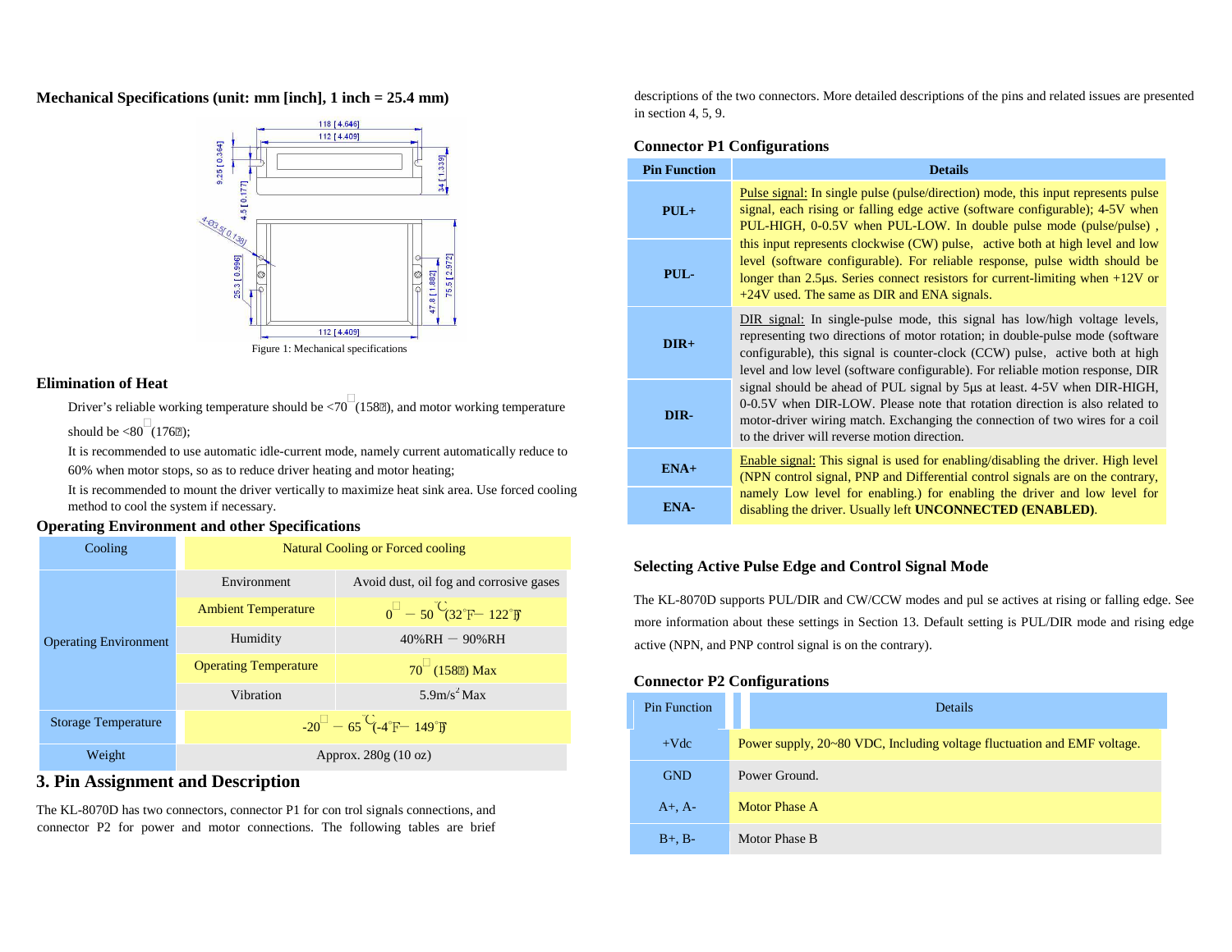### Mechanical Specifications (unit: mm [inch], 1 inch = 25.4 mm)

Figure 1: Mechanical specifications

### Elimination of Heat

Driver's reliable working temperature should be <70℃ (158℉), and motor working temperature should be <80℃ (176℉);

It is recommended to use automatic idle-current mode, namely current automatically reduce to 60% when motor stops, so as to reduce driver heating and motor heating;

It is recommended to mount the driver vertically to maximize heat sink area. Use forced cooling method to cool the system if necessary.

### Operating Environment and other Specifications

| Cooling | Natural Cooling or Forced cooling | |
|---|---|---|
| Operating Environment | Environment | Avoid dust, oil fog and corrosive gases |
| | Ambient Temperature | 0℃ — 50℃ (32℉ — 122℉) |
| | Humidity | 40%RH — 90%RH |
| | Operating Temperature | 70℃ (158℉) Max |
| | Vibration | 5.9m/s$^2$ Max |
| Storage Temperature | -20℃ — 65℃ (-4℉ — 149℉) | |
| Weight | Approx. 280g (10 oz) | |

## 3. Pin Assignment and Description

The KL-8070D has two connectors, connector P1 for con trol signals connections, and connector P2 for power and motor connections. The following tables are brief descriptions of the two connectors. More detailed descriptions of the pins and related issues are presented in section 4, 5, 9.

### Connector P1 Configurations

| Pin Function | Details |
|---|---|
| PUL+ | Pulse signal: In single pulse (pulse/direction) mode, this input represents pulse signal, each rising or falling edge active (software configurable); 4-5V when PUL-HIGH, 0-0.5V when PUL-LOW. In double pulse mode (pulse/pulse) , this input represents clockwise (CW) pulse, active both at high level and low level (software configurable). For reliable response, pulse width should be longer than 2.5μs. Series connect resistors for current-limiting when +12V or +24V used. The same as DIR and ENA signals. |
| PUL- | |
| DIR+ | DIR signal: In single-pulse mode, this signal has low/high voltage levels, representing two directions of motor rotation; in double-pulse mode (software configurable), this signal is counter-clock (CCW) pulse, active both at high level and low level (software configurable). For reliable motion response, DIR signal should be ahead of PUL signal by 5μs at least. 4-5V when DIR-HIGH, 0-0.5V when DIR-LOW. Please note that rotation direction is also related to motor-driver wiring match. Exchanging the connection of two wires for a coil to the driver will reverse motion direction. |
| DIR- | |
| ENA+ | Enable signal: This signal is used for enabling/disabling the driver. High level (NPN control signal, PNP and Differential control signals are on the contrary, namely Low level for enabling.) for enabling the driver and low level for disabling the driver. Usually left **UNCONNECTED (ENABLED)**. |
| ENA- | |

### Selecting Active Pulse Edge and Control Signal Mode

The KL-8070D supports PUL/DIR and CW/CCW modes and pul se actives at rising or falling edge. See more information about these settings in Section 13. Default setting is PUL/DIR mode and rising edge active (NPN, and PNP control signal is on the contrary).

### Connector P2 Configurations

| Pin Function | Details |
|---|---|
| +Vdc | Power supply, 20~80 VDC, Including voltage fluctuation and EMF voltage. |
| GND | Power Ground. |
| A+, A- | Motor Phase A |
| B+, B- | Motor Phase B |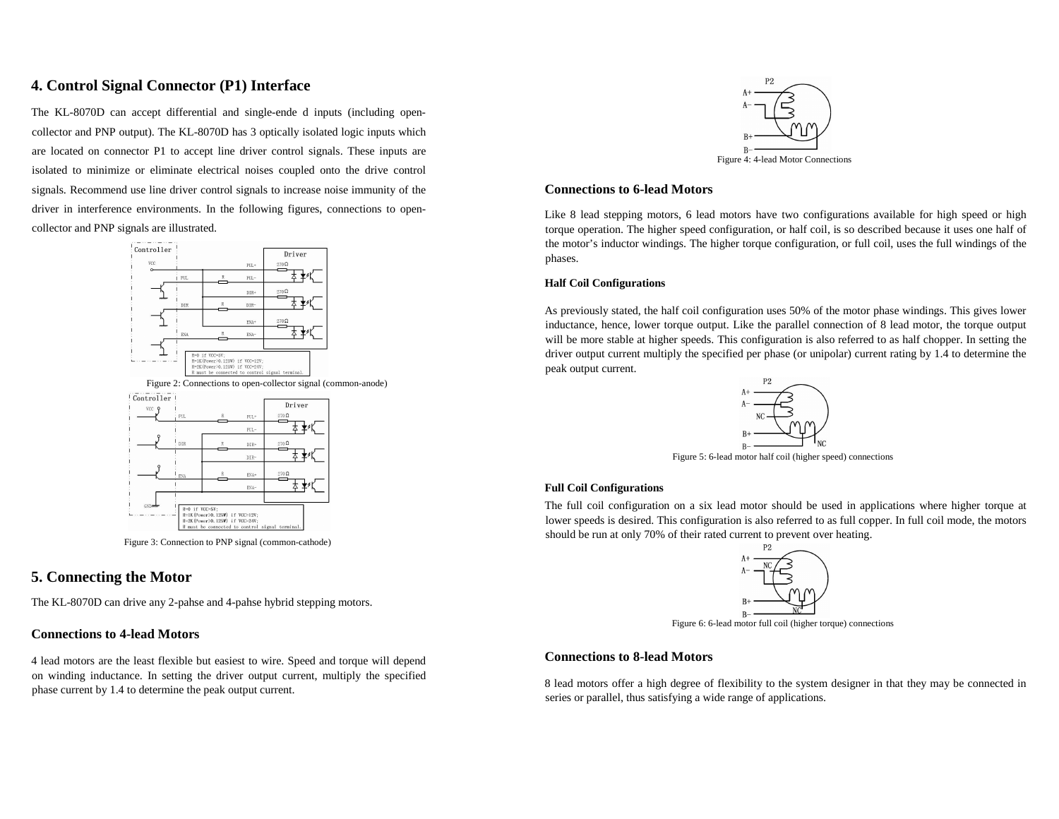## 4. Control Signal Connector (P1) Interface

The KL-8070D can accept differential and single-ende d inputs (including open-collector and PNP output). The KL-8070D has 3 optically isolated logic inputs which are located on connector P1 to accept line driver control signals. These inputs are isolated to minimize or eliminate electrical noises coupled onto the drive control signals. Recommend use line driver control signals to increase noise immunity of the driver in interference environments. In the following figures, connections to open-collector and PNP signals are illustrated.

Figure 2: Connections to open-collector signal (common-anode)

Figure 3: Connection to PNP signal (common-cathode)

## 5. Connecting the Motor

The KL-8070D can drive any 2-pahse and 4-pahse hybrid stepping motors.

### Connections to 4-lead Motors

4 lead motors are the least flexible but easiest to wire. Speed and torque will depend on winding inductance. In setting the driver output current, multiply the specified phase current by 1.4 to determine the peak output current.

Figure 4: 4-lead Motor Connections

### Connections to 6-lead Motors

Like 8 lead stepping motors, 6 lead motors have two configurations available for high speed or high torque operation. The higher speed configuration, or half coil, is so described because it uses one half of the motor's inductor windings. The higher torque configuration, or full coil, uses the full windings of the phases.

#### Half Coil Configurations

As previously stated, the half coil configuration uses 50% of the motor phase windings. This gives lower inductance, hence, lower torque output. Like the parallel connection of 8 lead motor, the torque output will be more stable at higher speeds. This configuration is also referred to as half chopper. In setting the driver output current multiply the specified per phase (or unipolar) current rating by 1.4 to determine the peak output current.

Figure 5: 6-lead motor half coil (higher speed) connections

#### Full Coil Configurations

The full coil configuration on a six lead motor should be used in applications where higher torque at lower speeds is desired. This configuration is also referred to as full copper. In full coil mode, the motors should be run at only 70% of their rated current to prevent over heating.

Figure 6: 6-lead motor full coil (higher torque) connections

### Connections to 8-lead Motors

8 lead motors offer a high degree of flexibility to the system designer in that they may be connected in series or parallel, thus satisfying a wide range of applications.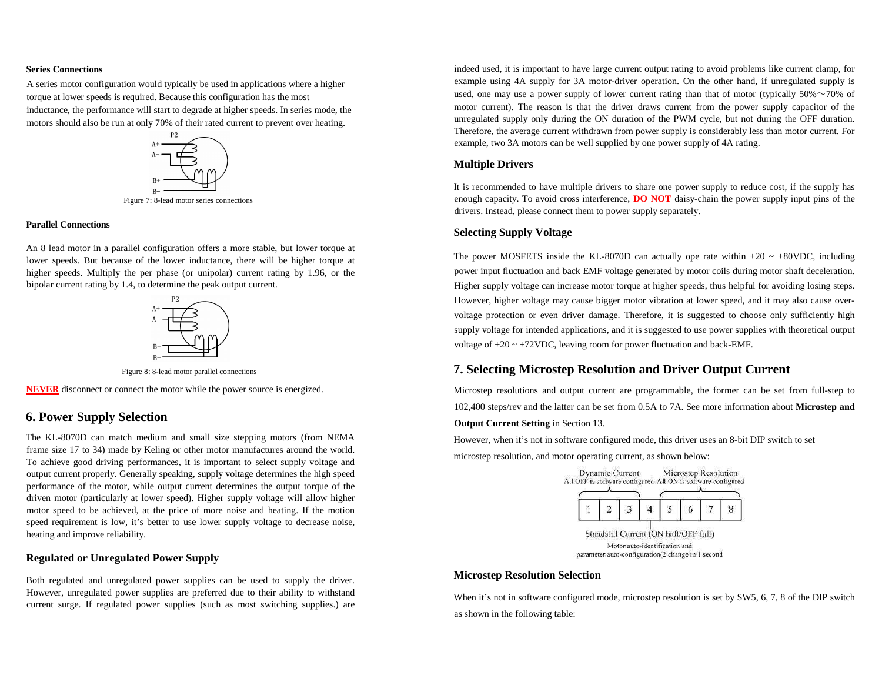**Series Connections**

A series motor configuration would typically be used in applications where a higher torque at lower speeds is required. Because this configuration has the most inductance, the performance will start to degrade at higher speeds. In series mode, the motors should also be run at only 70% of their rated current to prevent over heating.

Figure 7: 8-lead motor series connections

**Parallel Connections**

An 8 lead motor in a parallel configuration offers a more stable, but lower torque at lower speeds. But because of the lower inductance, there will be higher torque at higher speeds. Multiply the per phase (or unipolar) current rating by 1.96, or the bipolar current rating by 1.4, to determine the peak output current.

Figure 8: 8-lead motor parallel connections

**NEVER** disconnect or connect the motor while the power source is energized.

## 6. Power Supply Selection

The KL-8070D can match medium and small size stepping motors (from NEMA frame size 17 to 34) made by Keling or other motor manufactures around the world. To achieve good driving performances, it is important to select supply voltage and output current properly. Generally speaking, supply voltage determines the high speed performance of the motor, while output current determines the output torque of the driven motor (particularly at lower speed). Higher supply voltage will allow higher motor speed to be achieved, at the price of more noise and heating. If the motion speed requirement is low, it's better to use lower supply voltage to decrease noise, heating and improve reliability.

### Regulated or Unregulated Power Supply

Both regulated and unregulated power supplies can be used to supply the driver. However, unregulated power supplies are preferred due to their ability to withstand current surge. If regulated power supplies (such as most switching supplies.) are indeed used, it is important to have large current output rating to avoid problems like current clamp, for example using 4A supply for 3A motor-driver operation. On the other hand, if unregulated supply is used, one may use a power supply of lower current rating than that of motor (typically 50%～70% of motor current). The reason is that the driver draws current from the power supply capacitor of the unregulated supply only during the ON duration of the PWM cycle, but not during the OFF duration. Therefore, the average current withdrawn from power supply is considerably less than motor current. For example, two 3A motors can be well supplied by one power supply of 4A rating.

### Multiple Drivers

It is recommended to have multiple drivers to share one power supply to reduce cost, if the supply has enough capacity. To avoid cross interference, **DO NOT** daisy-chain the power supply input pins of the drivers. Instead, please connect them to power supply separately.

### Selecting Supply Voltage

The power MOSFETS inside the KL-8070D can actually ope rate within +20 ~ +80VDC, including power input fluctuation and back EMF voltage generated by motor coils during motor shaft deceleration. Higher supply voltage can increase motor torque at higher speeds, thus helpful for avoiding losing steps. However, higher voltage may cause bigger motor vibration at lower speed, and it may also cause over-voltage protection or even driver damage. Therefore, it is suggested to choose only sufficiently high supply voltage for intended applications, and it is suggested to use power supplies with theoretical output voltage of +20 ~ +72VDC, leaving room for power fluctuation and back-EMF.

## 7. Selecting Microstep Resolution and Driver Output Current

Microstep resolutions and output current are programmable, the former can be set from full-step to 102,400 steps/rev and the latter can be set from 0.5A to 7A. See more information about **Microstep and Output Current Setting** in Section 13.

However, when it's not in software configured mode, this driver uses an 8-bit DIP switch to set microstep resolution, and motor operating current, as shown below:

Dynamic Current — All OFF is software configured (SW1–3)
Microstep Resolution — All ON is software configured (SW5–8)
Standstill Current (ON haft/OFF full) (SW4)
Motor auto-identification and parameter auto-configuration(2 change in 1 second

### Microstep Resolution Selection

When it's not in software configured mode, microstep resolution is set by SW5, 6, 7, 8 of the DIP switch as shown in the following table: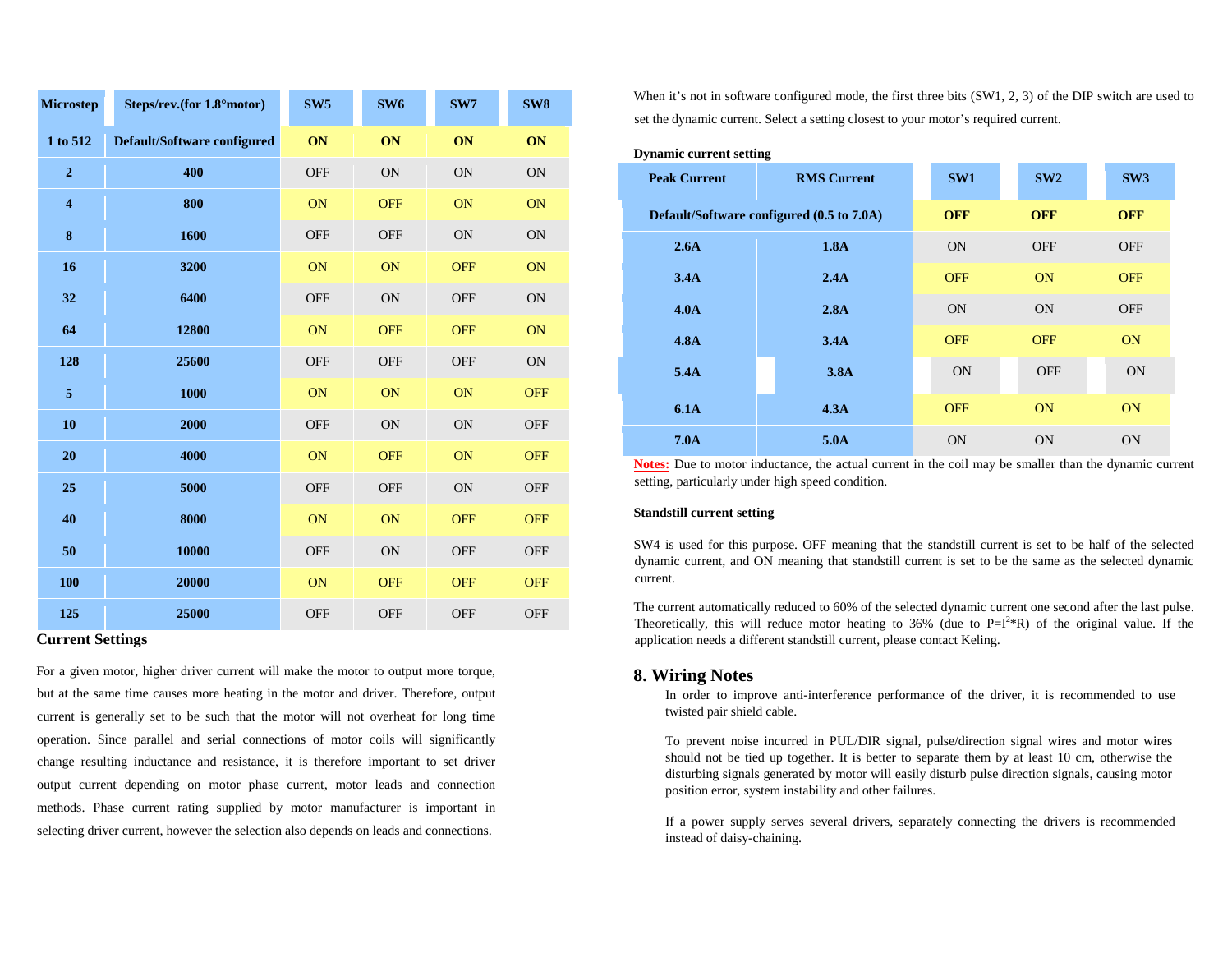| Microstep | Steps/rev.(for 1.8°motor) | SW5 | SW6 | SW7 | SW8 |
|---|---|---|---|---|---|
| **1 to 512** | **Default/Software configured** | **ON** | **ON** | **ON** | **ON** |
| **2** | **400** | OFF | ON | ON | ON |
| **4** | **800** | ON | OFF | ON | ON |
| **8** | **1600** | OFF | OFF | ON | ON |
| **16** | **3200** | ON | ON | OFF | ON |
| **32** | **6400** | OFF | ON | OFF | ON |
| **64** | **12800** | ON | OFF | OFF | ON |
| **128** | **25600** | OFF | OFF | OFF | ON |
| **5** | **1000** | ON | ON | ON | OFF |
| **10** | **2000** | OFF | ON | ON | OFF |
| **20** | **4000** | ON | OFF | ON | OFF |
| **25** | **5000** | OFF | OFF | ON | OFF |
| **40** | **8000** | ON | ON | OFF | OFF |
| **50** | **10000** | OFF | ON | OFF | OFF |
| **100** | **20000** | ON | OFF | OFF | OFF |
| **125** | **25000** | OFF | OFF | OFF | OFF |

## Current Settings

For a given motor, higher driver current will make the motor to output more torque, but at the same time causes more heating in the motor and driver. Therefore, output current is generally set to be such that the motor will not overheat for long time operation. Since parallel and serial connections of motor coils will significantly change resulting inductance and resistance, it is therefore important to set driver output current depending on motor phase current, motor leads and connection methods. Phase current rating supplied by motor manufacturer is important in selecting driver current, however the selection also depends on leads and connections.

When it's not in software configured mode, the first three bits (SW1, 2, 3) of the DIP switch are used to set the dynamic current. Select a setting closest to your motor's required current.

**Dynamic current setting**

| Peak Current | RMS Current | SW1 | SW2 | SW3 |
|---|---|---|---|---|
| **Default/Software configured (0.5 to 7.0A)** | | **OFF** | **OFF** | **OFF** |
| **2.6A** | **1.8A** | ON | OFF | OFF |
| **3.4A** | **2.4A** | OFF | ON | OFF |
| **4.0A** | **2.8A** | ON | ON | OFF |
| **4.8A** | **3.4A** | OFF | OFF | ON |
| **5.4A** | **3.8A** | ON | OFF | ON |
| **6.1A** | **4.3A** | OFF | ON | ON |
| **7.0A** | **5.0A** | ON | ON | ON |

**Notes:** Due to motor inductance, the actual current in the coil may be smaller than the dynamic current setting, particularly under high speed condition.

**Standstill current setting**

SW4 is used for this purpose. OFF meaning that the standstill current is set to be half of the selected dynamic current, and ON meaning that standstill current is set to be the same as the selected dynamic current.

The current automatically reduced to 60% of the selected dynamic current one second after the last pulse. Theoretically, this will reduce motor heating to 36% (due to $P=I^2*R$) of the original value. If the application needs a different standstill current, please contact Keling.

## 8. Wiring Notes

In order to improve anti-interference performance of the driver, it is recommended to use twisted pair shield cable.

To prevent noise incurred in PUL/DIR signal, pulse/direction signal wires and motor wires should not be tied up together. It is better to separate them by at least 10 cm, otherwise the disturbing signals generated by motor will easily disturb pulse direction signals, causing motor position error, system instability and other failures.

If a power supply serves several drivers, separately connecting the drivers is recommended instead of daisy-chaining.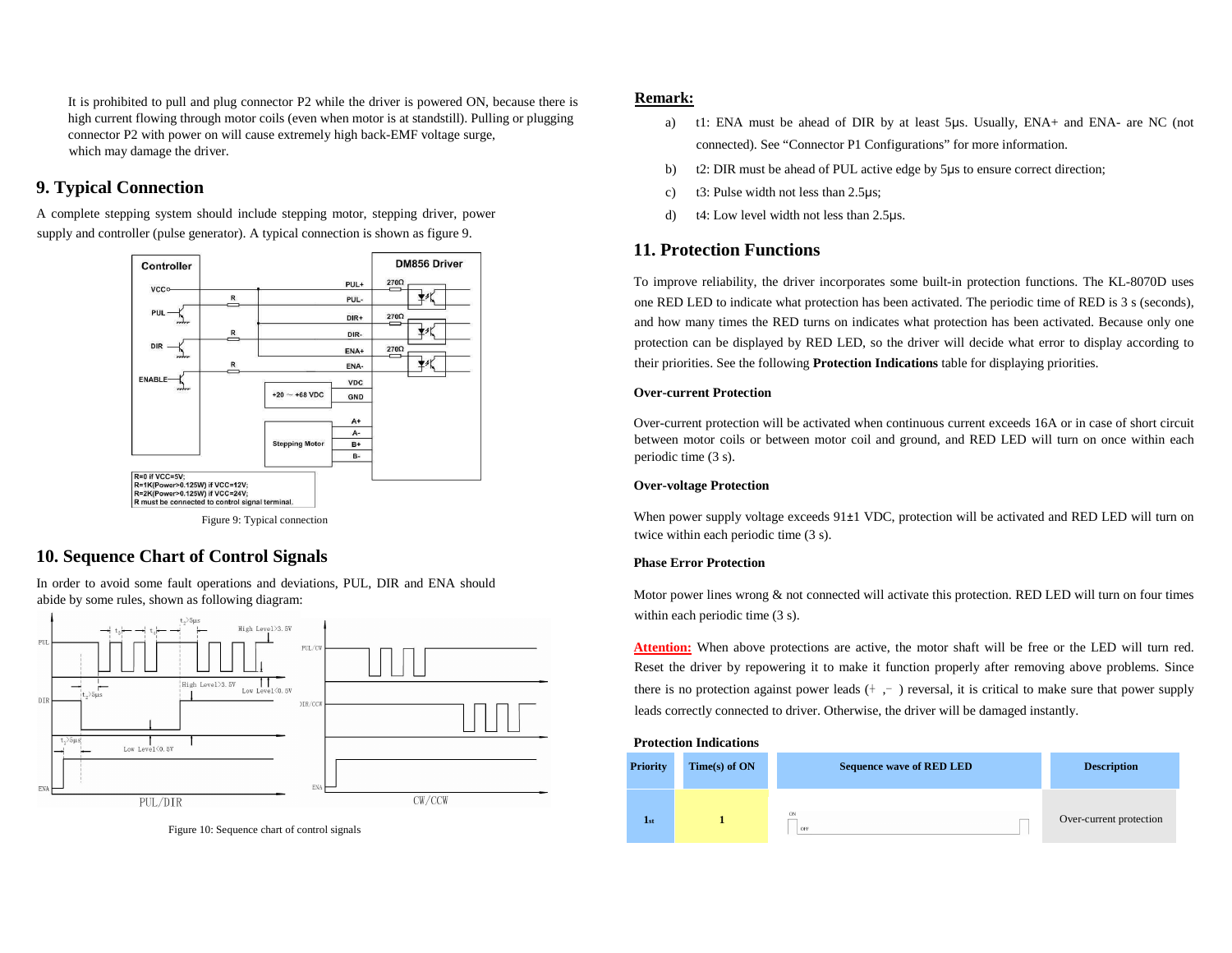It is prohibited to pull and plug connector P2 while the driver is powered ON, because there is high current flowing through motor coils (even when motor is at standstill). Pulling or plugging connector P2 with power on will cause extremely high back-EMF voltage surge, which may damage the driver.

## 9. Typical Connection

A complete stepping system should include stepping motor, stepping driver, power supply and controller (pulse generator). A typical connection is shown as figure 9.

Figure 9: Typical connection

## 10. Sequence Chart of Control Signals

In order to avoid some fault operations and deviations, PUL, DIR and ENA should abide by some rules, shown as following diagram:

Figure 10: Sequence chart of control signals

**Remark:**

a) t1: ENA must be ahead of DIR by at least 5μs. Usually, ENA+ and ENA- are NC (not connected). See "Connector P1 Configurations" for more information.

b) t2: DIR must be ahead of PUL active edge by 5μs to ensure correct direction;

c) t3: Pulse width not less than 2.5μs;

d) t4: Low level width not less than 2.5μs.

## 11. Protection Functions

To improve reliability, the driver incorporates some built-in protection functions. The KL-8070D uses one RED LED to indicate what protection has been activated. The periodic time of RED is 3 s (seconds), and how many times the RED turns on indicates what protection has been activated. Because only one protection can be displayed by RED LED, so the driver will decide what error to display according to their priorities. See the following **Protection Indications** table for displaying priorities.

**Over-current Protection**

Over-current protection will be activated when continuous current exceeds 16A or in case of short circuit between motor coils or between motor coil and ground, and RED LED will turn on once within each periodic time (3 s).

**Over-voltage Protection**

When power supply voltage exceeds 91±1 VDC, protection will be activated and RED LED will turn on twice within each periodic time (3 s).

**Phase Error Protection**

Motor power lines wrong & not connected will activate this protection. RED LED will turn on four times within each periodic time (3 s).

**Attention:** When above protections are active, the motor shaft will be free or the LED will turn red. Reset the driver by repowering it to make it function properly after removing above problems. Since there is no protection against power leads (+ ,− ) reversal, it is critical to make sure that power supply leads correctly connected to driver. Otherwise, the driver will be damaged instantly.

**Protection Indications**

| Priority | Time(s) of ON | Sequence wave of RED LED | Description |
|---|---|---|---|
| 1st | 1 | | Over-current protection |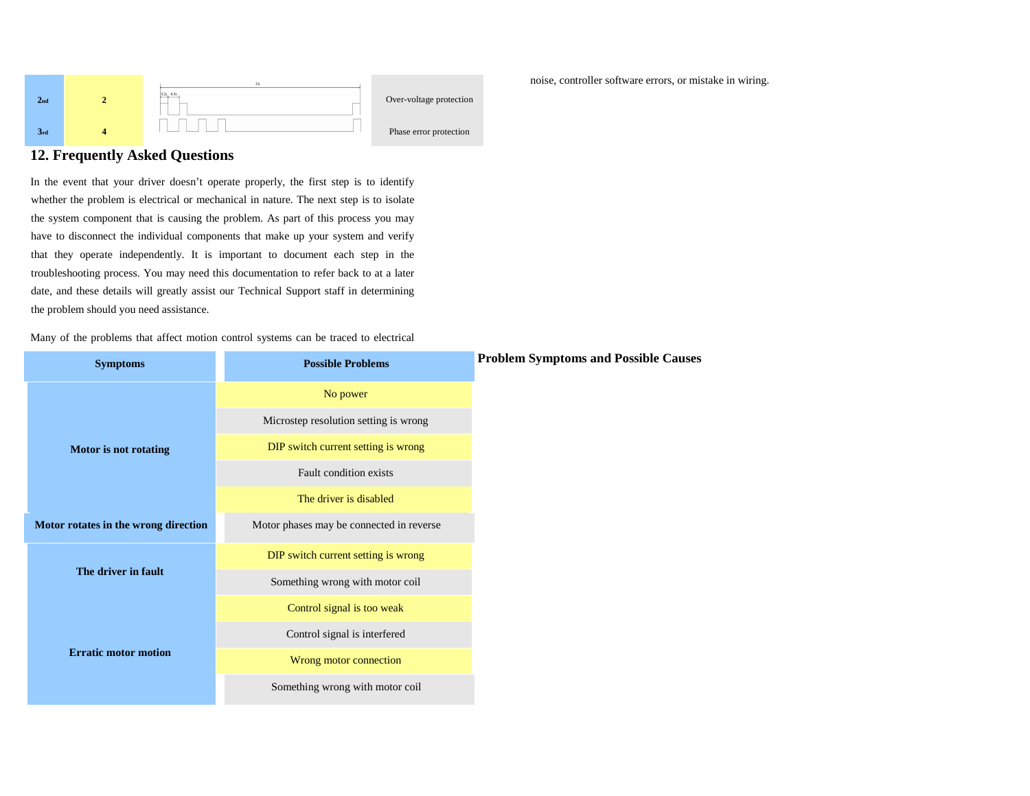| | | | |
|---|---|---|---|
| 2nd | 2 | | Over-voltage protection |
| 3rd | 4 | | Phase error protection |

## 12. Frequently Asked Questions

In the event that your driver doesn't operate properly, the first step is to identify whether the problem is electrical or mechanical in nature. The next step is to isolate the system component that is causing the problem. As part of this process you may have to disconnect the individual components that make up your system and verify that they operate independently. It is important to document each step in the troubleshooting process. You may need this documentation to refer back to at a later date, and these details will greatly assist our Technical Support staff in determining the problem should you need assistance.

Many of the problems that affect motion control systems can be traced to electrical noise, controller software errors, or mistake in wiring.

**Problem Symptoms and Possible Causes**

| Symptoms | Possible Problems |
|---|---|
| Motor is not rotating | No power |
| | Microstep resolution setting is wrong |
| | DIP switch current setting is wrong |
| | Fault condition exists |
| | The driver is disabled |
| Motor rotates in the wrong direction | Motor phases may be connected in reverse |
| The driver in fault | DIP switch current setting is wrong |
| | Something wrong with motor coil |
| Erratic motor motion | Control signal is too weak |
| | Control signal is interfered |
| | Wrong motor connection |
| | Something wrong with motor coil |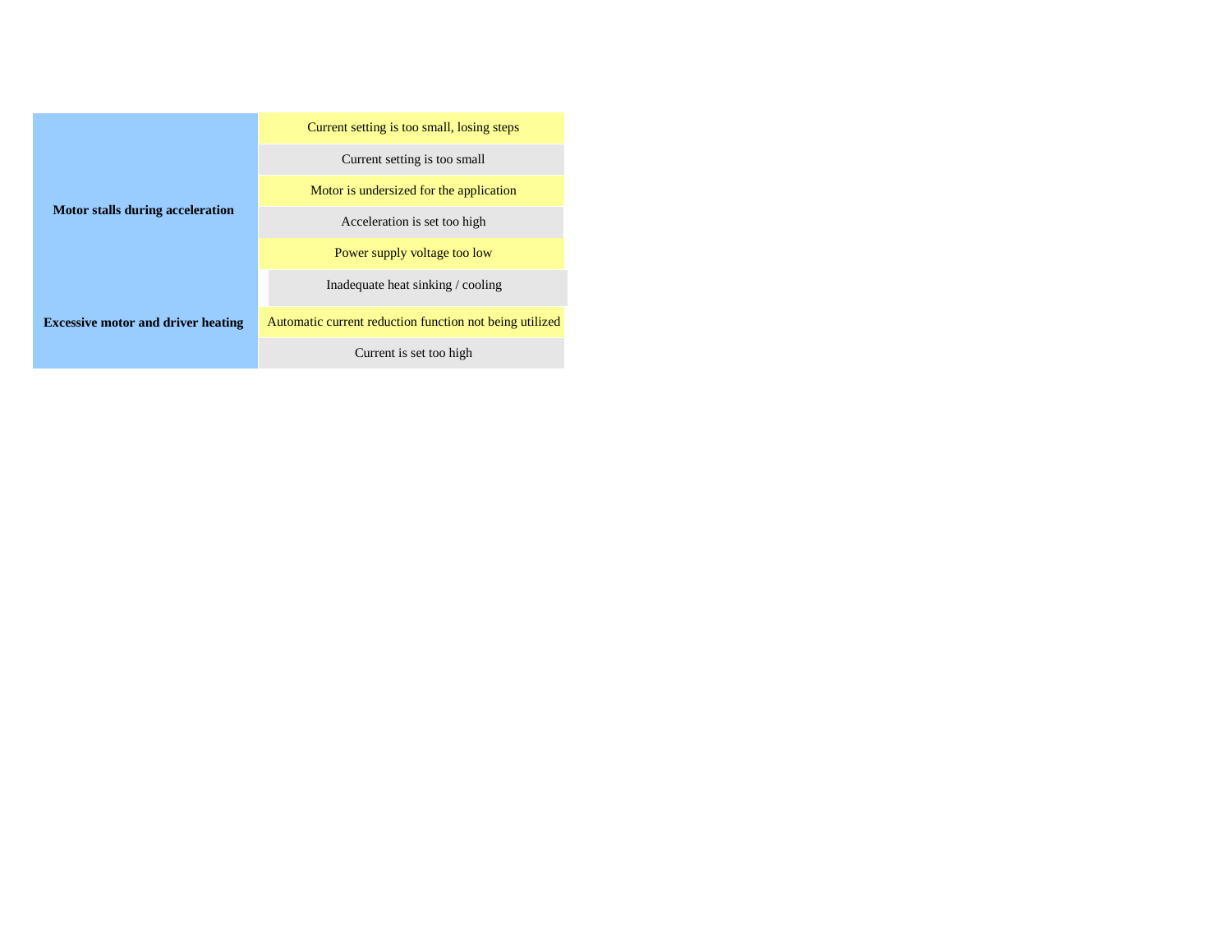| | |
|---|---|
| **Motor stalls during acceleration** | Current setting is too small, losing steps |
| | Current setting is too small |
| | Motor is undersized for the application |
| | Acceleration is set too high |
| | Power supply voltage too low |
| **Excessive motor and driver heating** | Inadequate heat sinking / cooling |
| | Automatic current reduction function not being utilized |
| | Current is set too high |